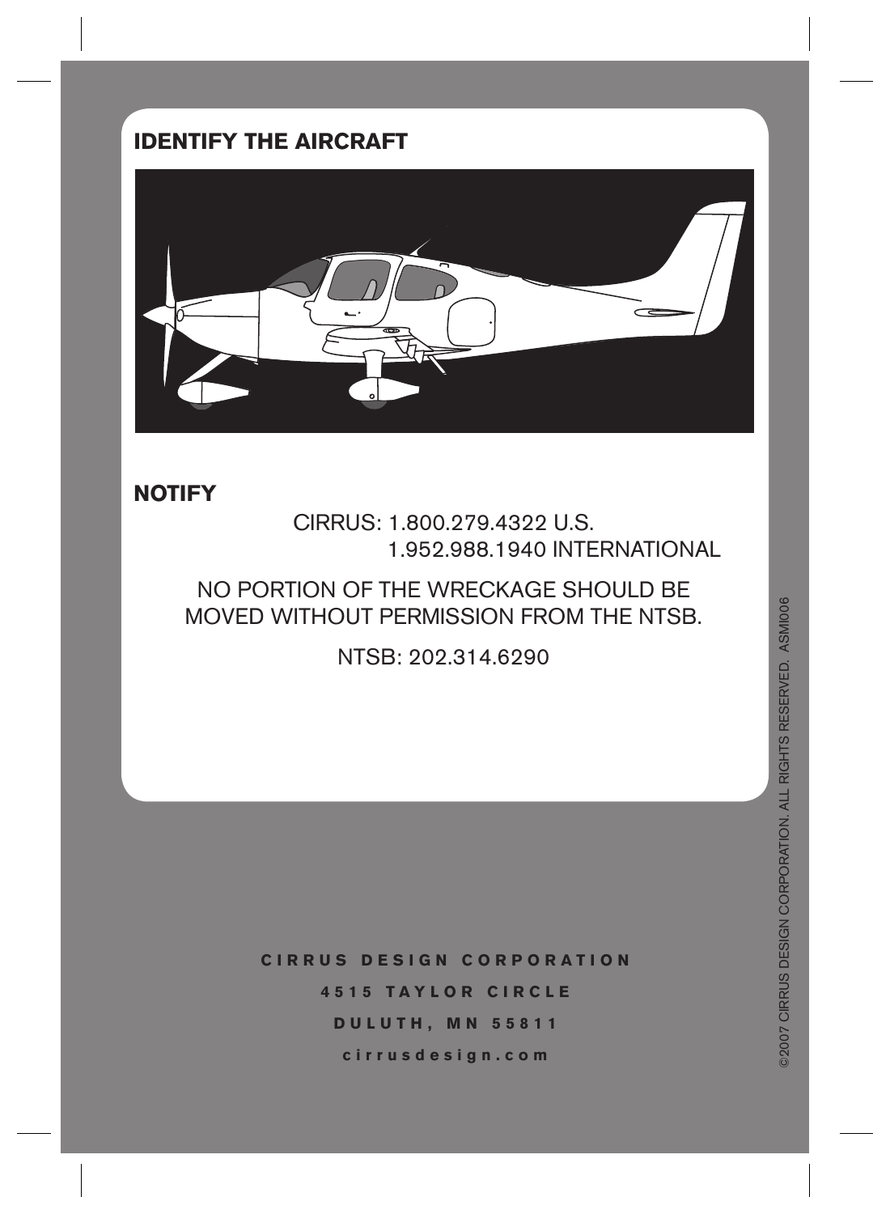## IDENTIFY THE AIRCRAFT

## NOTIFY

CIRRUS: 1.800.279.4322 U.S.
1.952.988.1940 INTERNATIONAL

NO PORTION OF THE WRECKAGE SHOULD BE MOVED WITHOUT PERMISSION FROM THE NTSB.

NTSB: 202.314.6290

**CIRRUS DESIGN CORPORATION**

**4515 TAYLOR CIRCLE**

**DULUTH, MN 55811**

**cirrusdesign.com**

©2007 CIRRUS DESIGN CORPORATION. ALL RIGHTS RESERVED. ASMI006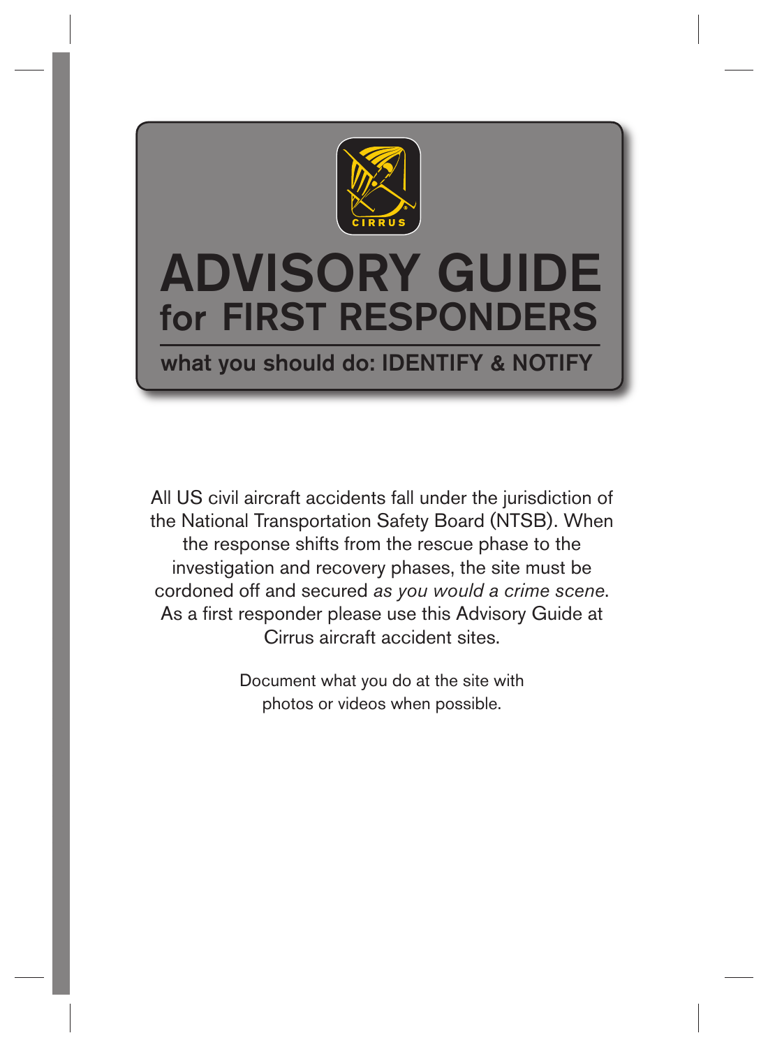CIRRUS

# ADVISORY GUIDE
## for FIRST RESPONDERS

**what you should do: IDENTIFY & NOTIFY**

All US civil aircraft accidents fall under the jurisdiction of the National Transportation Safety Board (NTSB). When the response shifts from the rescue phase to the investigation and recovery phases, the site must be cordoned off and secured *as you would a crime scene*. As a first responder please use this Advisory Guide at Cirrus aircraft accident sites.

Document what you do at the site with photos or videos when possible.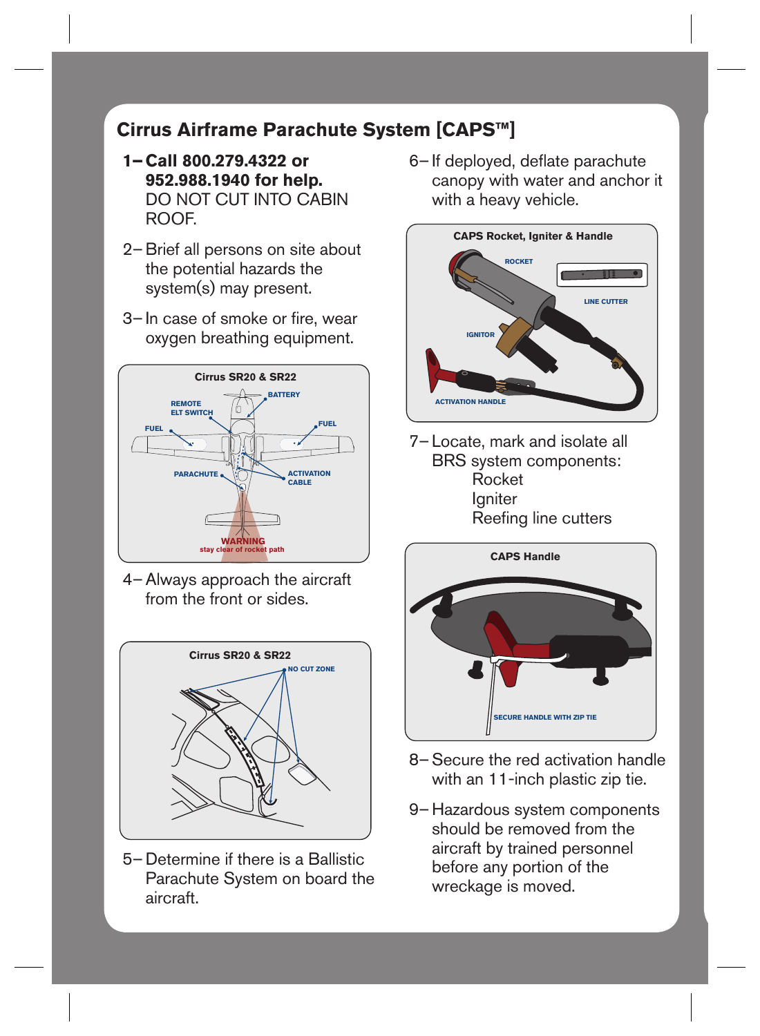## Cirrus Airframe Parachute System [CAPS™]

1– **Call 800.279.4322 or 952.988.1940 for help.** DO NOT CUT INTO CABIN ROOF.

2– Brief all persons on site about the potential hazards the system(s) may present.

3– In case of smoke or fire, wear oxygen breathing equipment.

**Cirrus SR20 & SR22**

REMOTE ELT SWITCH
BATTERY
FUEL
FUEL
PARACHUTE
ACTIVATION CABLE
WARNING
stay clear of rocket path

4– Always approach the aircraft from the front or sides.

**Cirrus SR20 & SR22**

NO CUT ZONE

5– Determine if there is a Ballistic Parachute System on board the aircraft.

6– If deployed, deflate parachute canopy with water and anchor it with a heavy vehicle.

**CAPS Rocket, Igniter & Handle**

ROCKET
LINE CUTTER
IGNITOR
ACTIVATION HANDLE

7– Locate, mark and isolate all BRS system components:
- Rocket
- Igniter
- Reefing line cutters

**CAPS Handle**

SECURE HANDLE WITH ZIP TIE

8– Secure the red activation handle with an 11-inch plastic zip tie.

9– Hazardous system components should be removed from the aircraft by trained personnel before any portion of the wreckage is moved.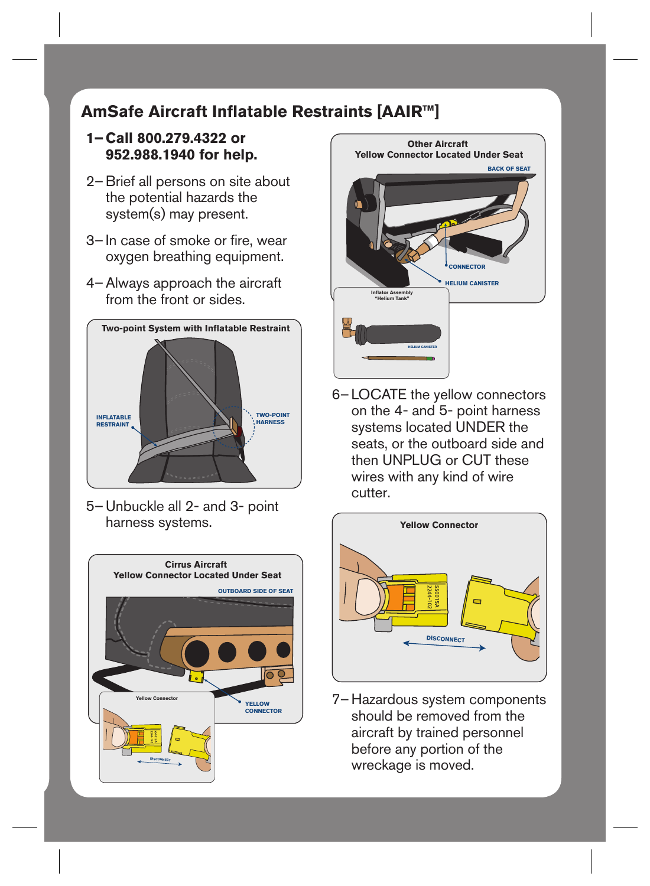## AmSafe Aircraft Inflatable Restraints [AAIR™]

**1– Call 800.279.4322 or 952.988.1940 for help.**

2– Brief all persons on site about the potential hazards the system(s) may present.

3– In case of smoke or fire, wear oxygen breathing equipment.

4– Always approach the aircraft from the front or sides.

**Two-point System with Inflatable Restraint**

INFLATABLE RESTRAINT

TWO-POINT HARNESS

5– Unbuckle all 2- and 3- point harness systems.

**Cirrus Aircraft**
**Yellow Connector Located Under Seat**

OUTBOARD SIDE OF SEAT

YELLOW CONNECTOR

Yellow Connector

DISCONNECT

**Other Aircraft**
**Yellow Connector Located Under Seat**

BACK OF SEAT

CONNECTOR

HELIUM CANISTER

Inflator Assembly
"Helium Tank"

HELIUM CANISTER

6– LOCATE the yellow connectors on the 4- and 5- point harness systems located UNDER the seats, or the outboard side and then UNPLUG or CUT these wires with any kind of wire cutter.

**Yellow Connector**

DISCONNECT

7– Hazardous system components should be removed from the aircraft by trained personnel before any portion of the wreckage is moved.